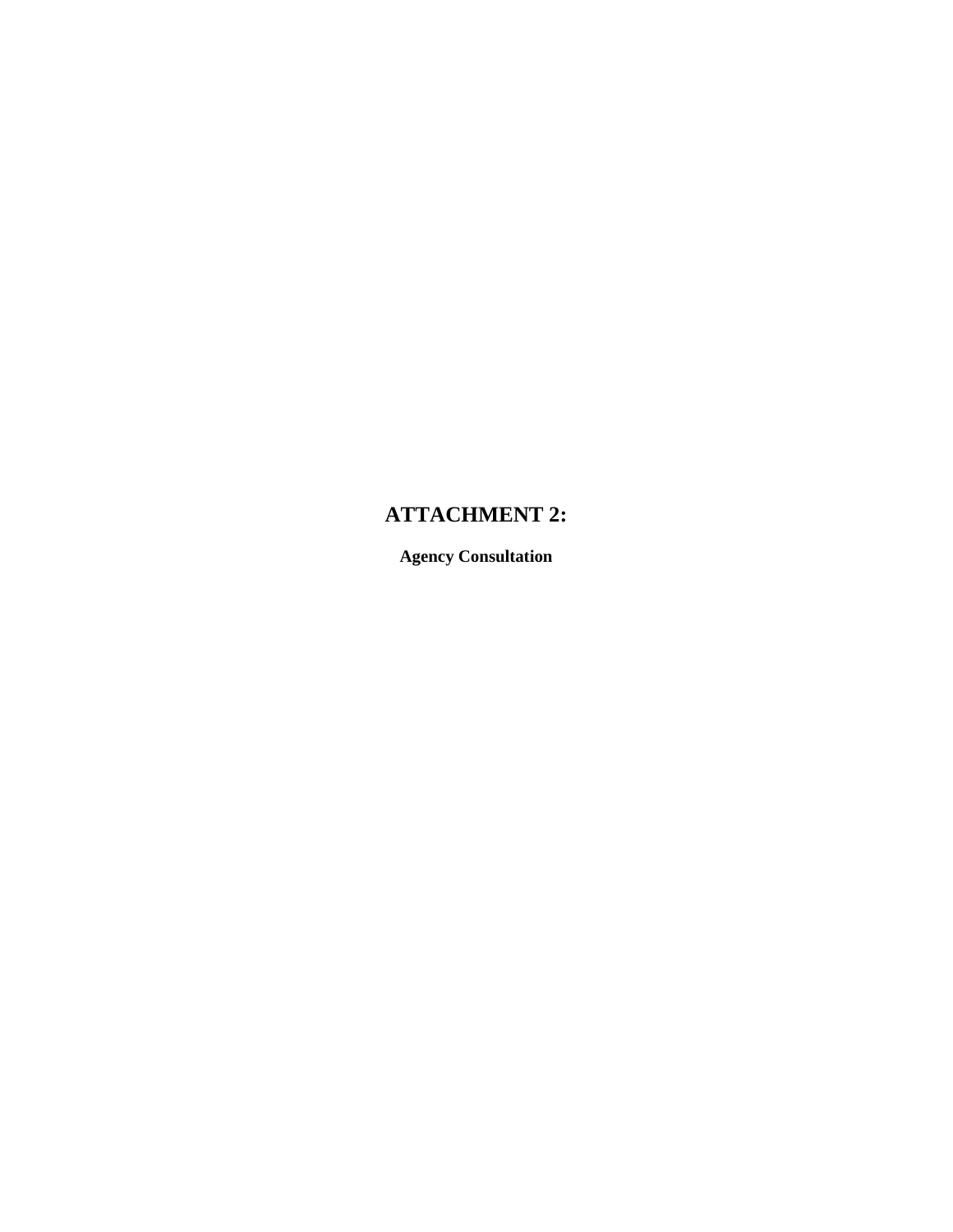# ATTACHMENT 2:

**Agency Consultation**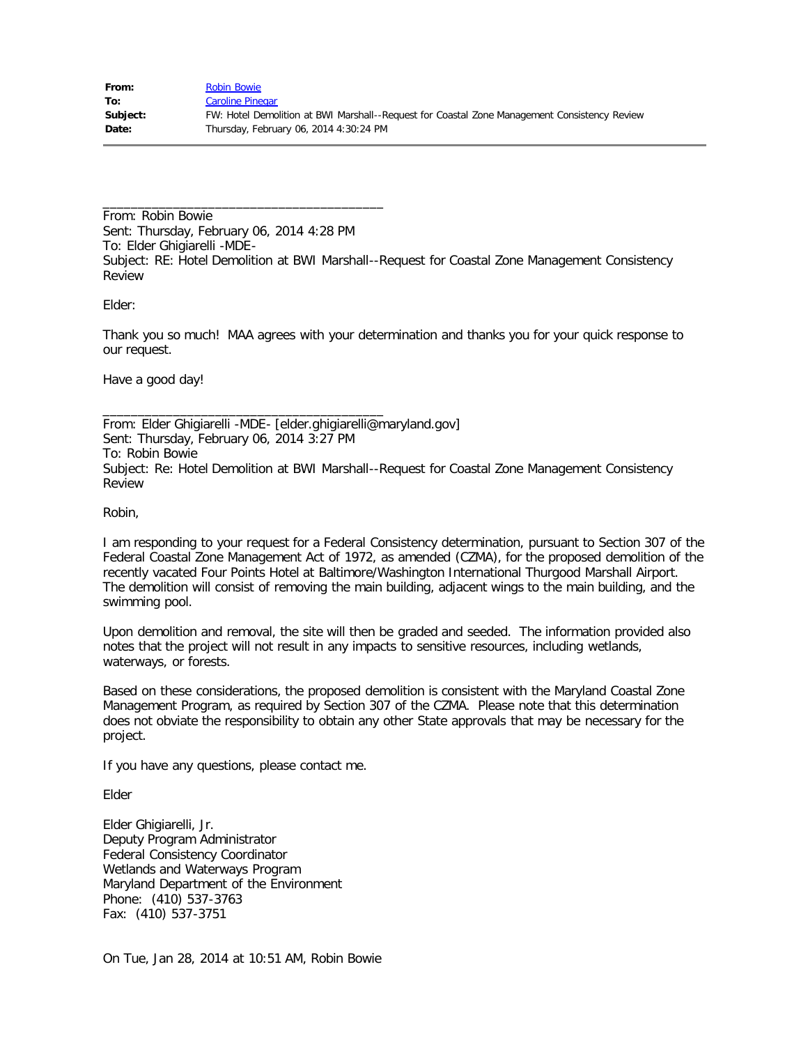| | |
|---|---|
| **From:** | Robin Bowie |
| **To:** | Caroline Pinegar |
| **Subject:** | FW: Hotel Demolition at BWI Marshall--Request for Coastal Zone Management Consistency Review |
| **Date:** | Thursday, February 06, 2014 4:30:24 PM |

________________________________________
From: Robin Bowie
Sent: Thursday, February 06, 2014 4:28 PM
To: Elder Ghigiarelli -MDE-
Subject: RE: Hotel Demolition at BWI Marshall--Request for Coastal Zone Management Consistency Review

Elder:

Thank you so much! MAA agrees with your determination and thanks you for your quick response to our request.

Have a good day!

________________________________________
From: Elder Ghigiarelli -MDE- [elder.ghigiarelli@maryland.gov]
Sent: Thursday, February 06, 2014 3:27 PM
To: Robin Bowie
Subject: Re: Hotel Demolition at BWI Marshall--Request for Coastal Zone Management Consistency Review

Robin,

I am responding to your request for a Federal Consistency determination, pursuant to Section 307 of the Federal Coastal Zone Management Act of 1972, as amended (CZMA), for the proposed demolition of the recently vacated Four Points Hotel at Baltimore/Washington International Thurgood Marshall Airport. The demolition will consist of removing the main building, adjacent wings to the main building, and the swimming pool.

Upon demolition and removal, the site will then be graded and seeded. The information provided also notes that the project will not result in any impacts to sensitive resources, including wetlands, waterways, or forests.

Based on these considerations, the proposed demolition is consistent with the Maryland Coastal Zone Management Program, as required by Section 307 of the CZMA. Please note that this determination does not obviate the responsibility to obtain any other State approvals that may be necessary for the project.

If you have any questions, please contact me.

Elder

Elder Ghigiarelli, Jr.
Deputy Program Administrator
Federal Consistency Coordinator
Wetlands and Waterways Program
Maryland Department of the Environment
Phone: (410) 537-3763
Fax: (410) 537-3751

On Tue, Jan 28, 2014 at 10:51 AM, Robin Bowie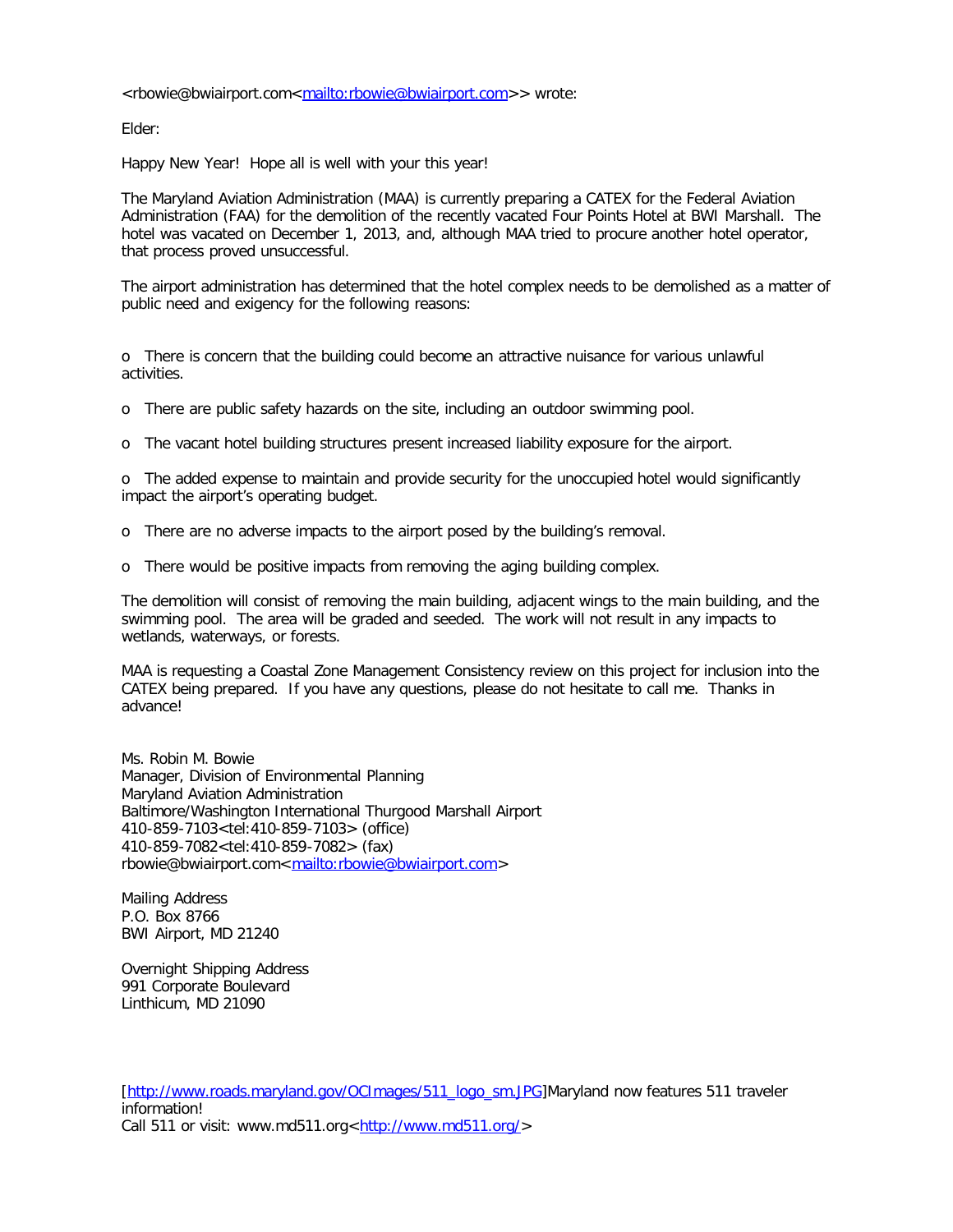<rbowie@bwiairport.com<mailto:rbowie@bwiairport.com>> wrote:

Elder:

Happy New Year! Hope all is well with your this year!

The Maryland Aviation Administration (MAA) is currently preparing a CATEX for the Federal Aviation Administration (FAA) for the demolition of the recently vacated Four Points Hotel at BWI Marshall. The hotel was vacated on December 1, 2013, and, although MAA tried to procure another hotel operator, that process proved unsuccessful.

The airport administration has determined that the hotel complex needs to be demolished as a matter of public need and exigency for the following reasons:

o There is concern that the building could become an attractive nuisance for various unlawful activities.

o There are public safety hazards on the site, including an outdoor swimming pool.

o The vacant hotel building structures present increased liability exposure for the airport.

o The added expense to maintain and provide security for the unoccupied hotel would significantly impact the airport's operating budget.

o There are no adverse impacts to the airport posed by the building's removal.

o There would be positive impacts from removing the aging building complex.

The demolition will consist of removing the main building, adjacent wings to the main building, and the swimming pool. The area will be graded and seeded. The work will not result in any impacts to wetlands, waterways, or forests.

MAA is requesting a Coastal Zone Management Consistency review on this project for inclusion into the CATEX being prepared. If you have any questions, please do not hesitate to call me. Thanks in advance!

Ms. Robin M. Bowie
Manager, Division of Environmental Planning
Maryland Aviation Administration
Baltimore/Washington International Thurgood Marshall Airport
410-859-7103<tel:410-859-7103> (office)
410-859-7082<tel:410-859-7082> (fax)
rbowie@bwiairport.com<mailto:rbowie@bwiairport.com>

Mailing Address
P.O. Box 8766
BWI Airport, MD 21240

Overnight Shipping Address
991 Corporate Boulevard
Linthicum, MD 21090

[http://www.roads.maryland.gov/OCImages/511_logo_sm.JPG]Maryland now features 511 traveler information!
Call 511 or visit: www.md511.org<http://www.md511.org/>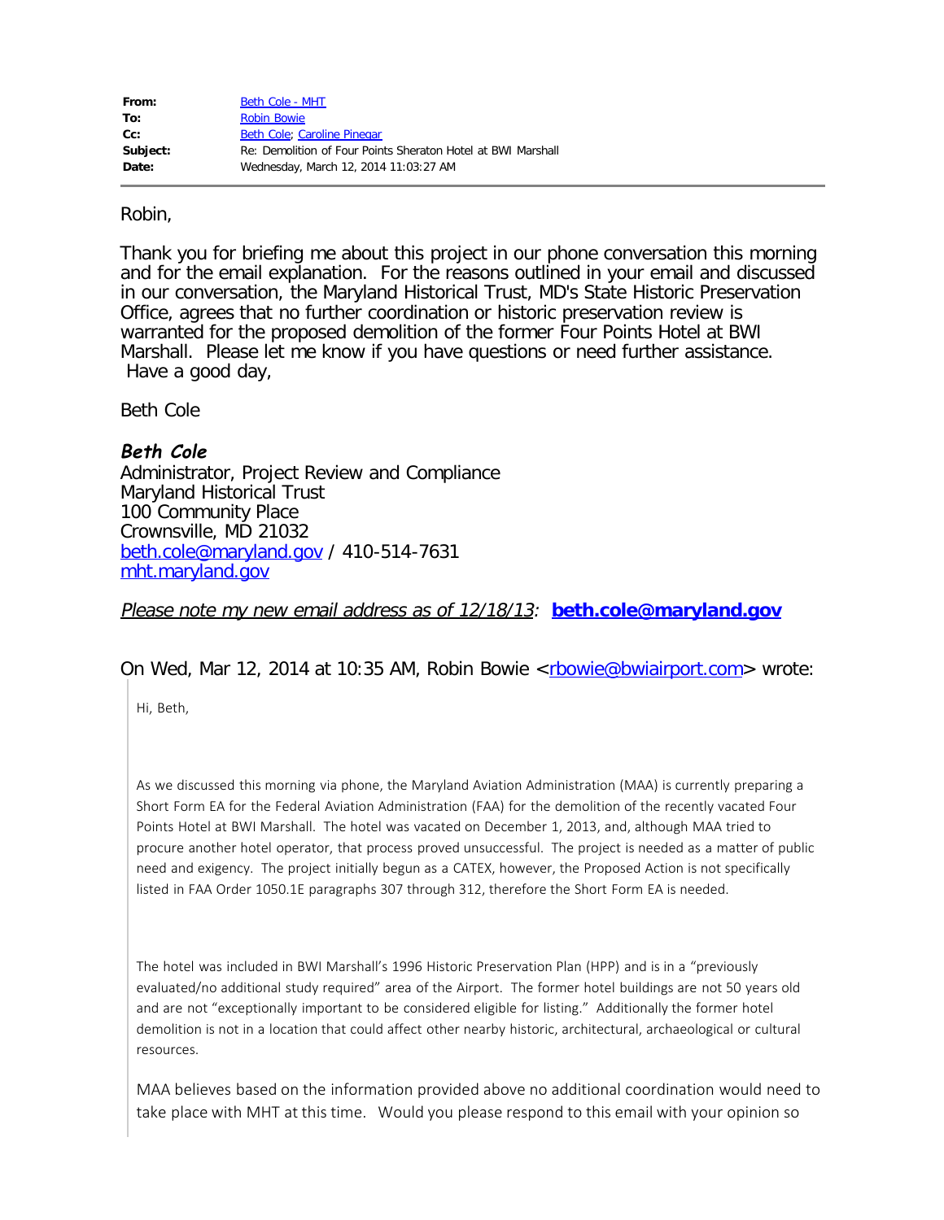| | |
|---|---|
| **From:** | Beth Cole - MHT |
| **To:** | Robin Bowie |
| **Cc:** | Beth Cole; Caroline Pinegar |
| **Subject:** | Re: Demolition of Four Points Sheraton Hotel at BWI Marshall |
| **Date:** | Wednesday, March 12, 2014 11:03:27 AM |

---

Robin,

Thank you for briefing me about this project in our phone conversation this morning and for the email explanation. For the reasons outlined in your email and discussed in our conversation, the Maryland Historical Trust, MD's State Historic Preservation Office, agrees that no further coordination or historic preservation review is warranted for the proposed demolition of the former Four Points Hotel at BWI Marshall. Please let me know if you have questions or need further assistance. Have a good day,

Beth Cole

***Beth Cole***
Administrator, Project Review and Compliance
Maryland Historical Trust
100 Community Place
Crownsville, MD 21032
beth.cole@maryland.gov / 410-514-7631
mht.maryland.gov

*Please note my new email address as of 12/18/13:* **beth.cole@maryland.gov**

On Wed, Mar 12, 2014 at 10:35 AM, Robin Bowie <rbowie@bwiairport.com> wrote:

> Hi, Beth,
>
> As we discussed this morning via phone, the Maryland Aviation Administration (MAA) is currently preparing a Short Form EA for the Federal Aviation Administration (FAA) for the demolition of the recently vacated Four Points Hotel at BWI Marshall. The hotel was vacated on December 1, 2013, and, although MAA tried to procure another hotel operator, that process proved unsuccessful. The project is needed as a matter of public need and exigency. The project initially begun as a CATEX, however, the Proposed Action is not specifically listed in FAA Order 1050.1E paragraphs 307 through 312, therefore the Short Form EA is needed.
>
> The hotel was included in BWI Marshall's 1996 Historic Preservation Plan (HPP) and is in a "previously evaluated/no additional study required" area of the Airport. The former hotel buildings are not 50 years old and are not "exceptionally important to be considered eligible for listing." Additionally the former hotel demolition is not in a location that could affect other nearby historic, architectural, archaeological or cultural resources.
>
> MAA believes based on the information provided above no additional coordination would need to take place with MHT at this time. Would you please respond to this email with your opinion so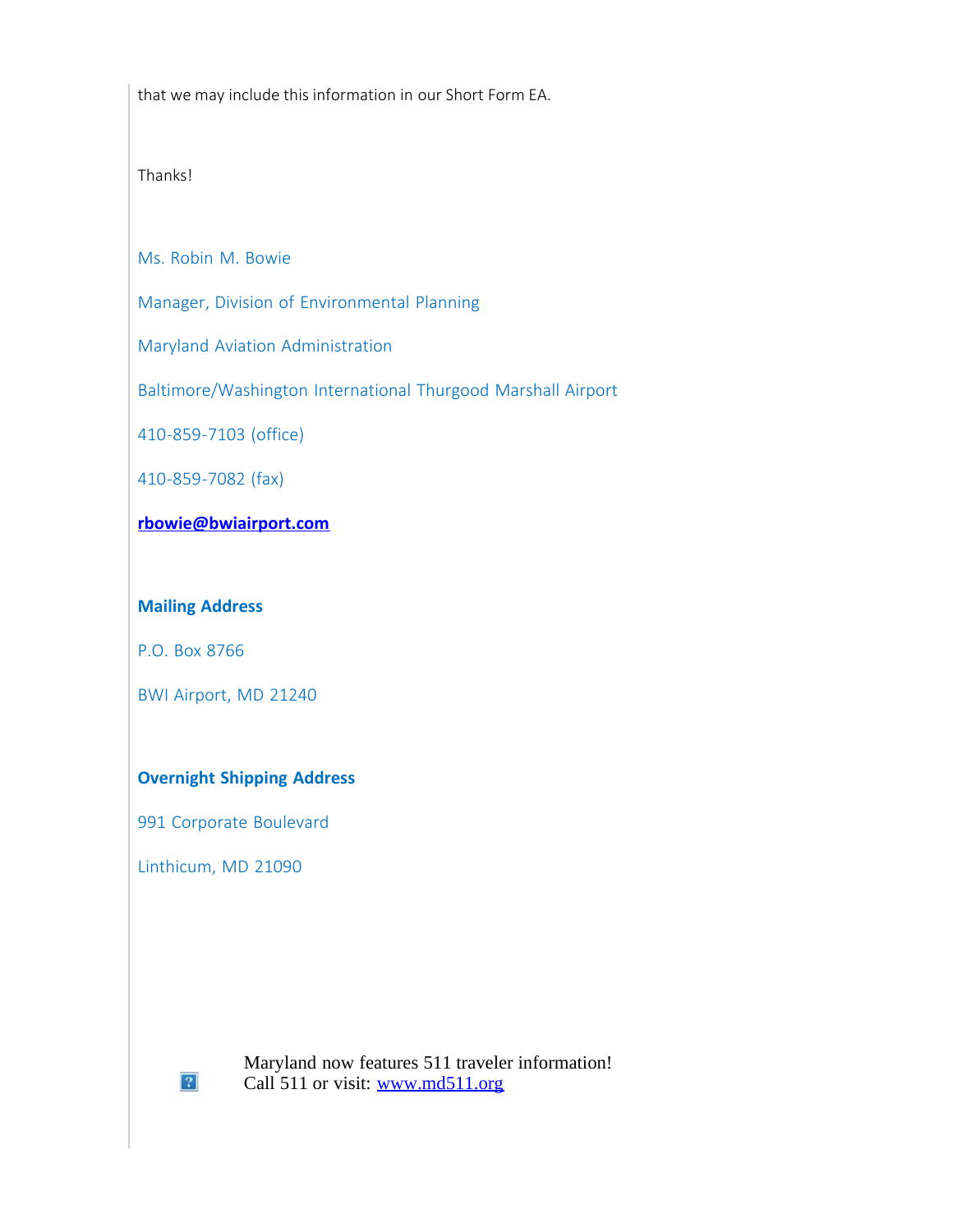that we may include this information in our Short Form EA.

Thanks!

Ms. Robin M. Bowie

Manager, Division of Environmental Planning

Maryland Aviation Administration

Baltimore/Washington International Thurgood Marshall Airport

410-859-7103 (office)

410-859-7082 (fax)

**rbowie@bwiairport.com**

**Mailing Address**

P.O. Box 8766

BWI Airport, MD 21240

**Overnight Shipping Address**

991 Corporate Boulevard

Linthicum, MD 21090

Maryland now features 511 traveler information!
Call 511 or visit: www.md511.org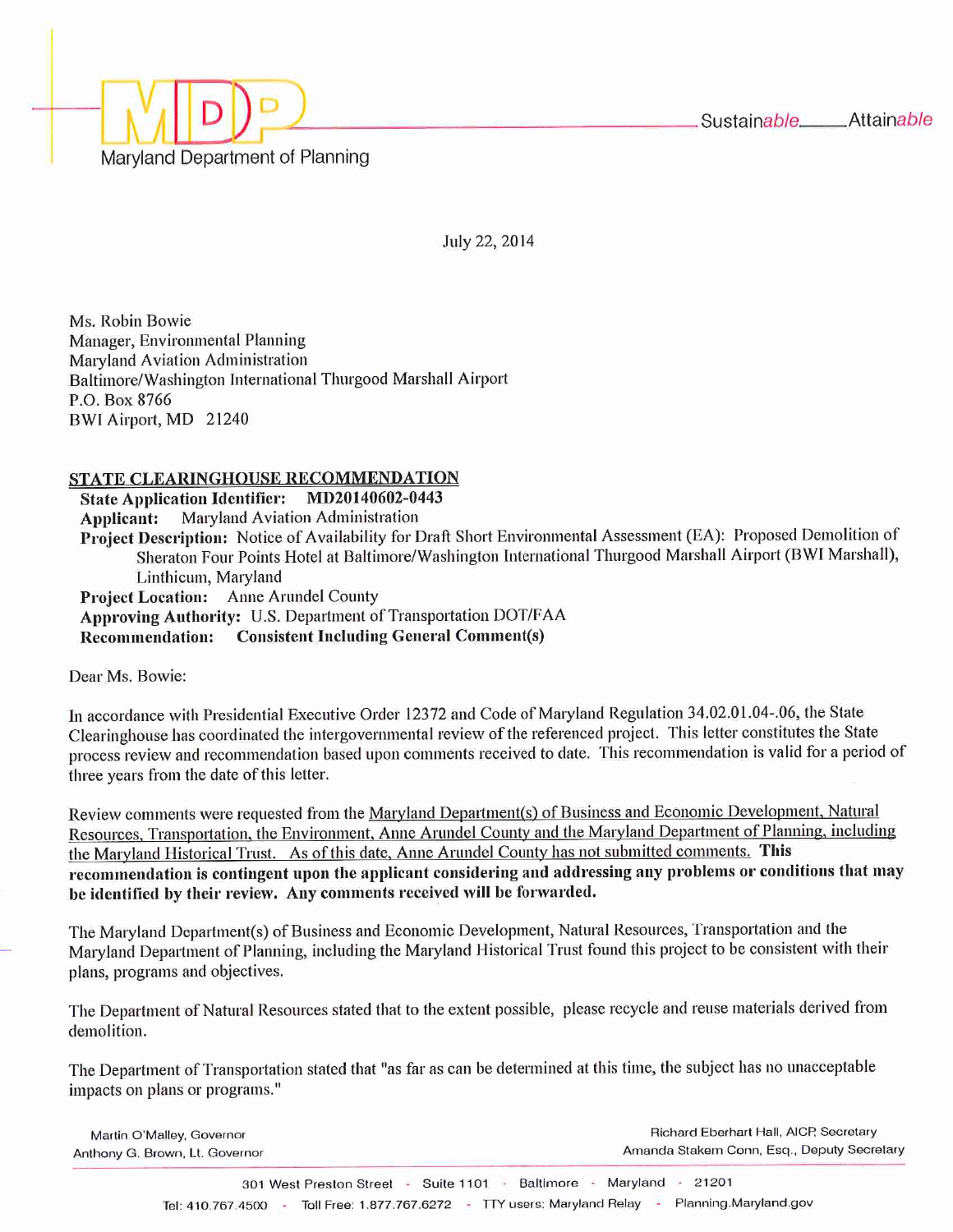Maryland Department of Planning

Sustainable — Attainable

July 22, 2014

Ms. Robin Bowie
Manager, Environmental Planning
Maryland Aviation Administration
Baltimore/Washington International Thurgood Marshall Airport
P.O. Box 8766
BWI Airport, MD 21240

**STATE CLEARINGHOUSE RECOMMENDATION**

**State Application Identifier:** **MD20140602-0443**
**Applicant:** Maryland Aviation Administration
**Project Description:** Notice of Availability for Draft Short Environmental Assessment (EA): Proposed Demolition of Sheraton Four Points Hotel at Baltimore/Washington International Thurgood Marshall Airport (BWI Marshall), Linthicum, Maryland
**Project Location:** Anne Arundel County
**Approving Authority:** U.S. Department of Transportation DOT/FAA
**Recommendation:** **Consistent Including General Comment(s)**

Dear Ms. Bowie:

In accordance with Presidential Executive Order 12372 and Code of Maryland Regulation 34.02.01.04-.06, the State Clearinghouse has coordinated the intergovernmental review of the referenced project. This letter constitutes the State process review and recommendation based upon comments received to date. This recommendation is valid for a period of three years from the date of this letter.

Review comments were requested from the Maryland Department(s) of Business and Economic Development, Natural Resources, Transportation, the Environment, Anne Arundel County and the Maryland Department of Planning, including the Maryland Historical Trust. As of this date, Anne Arundel County has not submitted comments. **This recommendation is contingent upon the applicant considering and addressing any problems or conditions that may be identified by their review. Any comments received will be forwarded.**

The Maryland Department(s) of Business and Economic Development, Natural Resources, Transportation and the Maryland Department of Planning, including the Maryland Historical Trust found this project to be consistent with their plans, programs and objectives.

The Department of Natural Resources stated that to the extent possible, please recycle and reuse materials derived from demolition.

The Department of Transportation stated that "as far as can be determined at this time, the subject has no unacceptable impacts on plans or programs."

Martin O'Malley, Governor
Anthony G. Brown, Lt. Governor

Richard Eberhart Hall, AICP, Secretary
Amanda Stakem Conn, Esq., Deputy Secretary

301 West Preston Street - Suite 1101 - Baltimore - Maryland - 21201
Tel: 410.767.4500 - Toll Free: 1.877.767.6272 - TTY users: Maryland Relay - Planning.Maryland.gov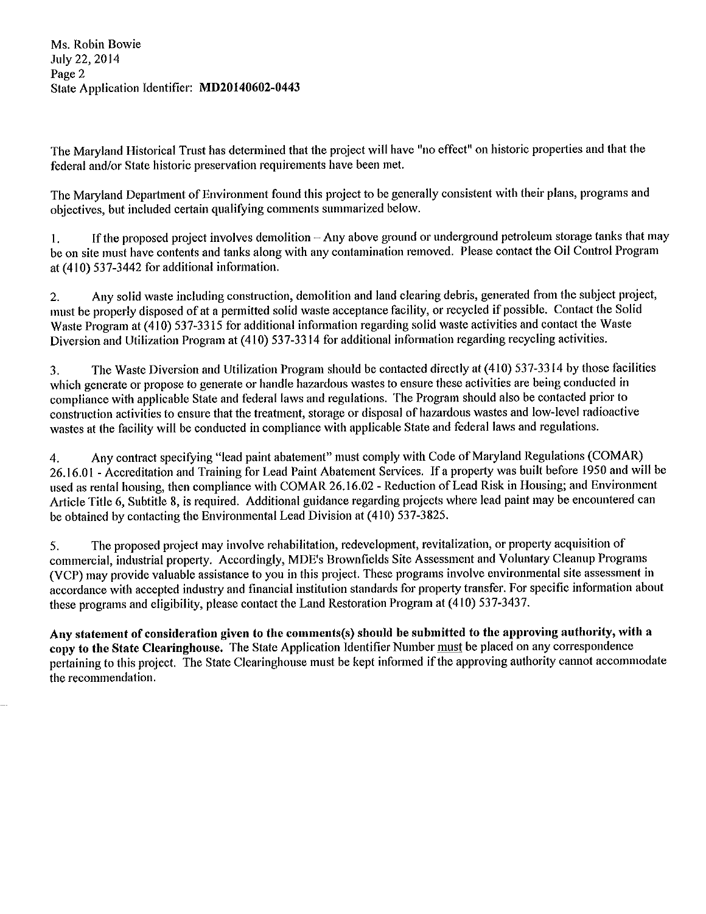Ms. Robin Bowie
July 22, 2014
Page 2
State Application Identifier: **MD20140602-0443**

The Maryland Historical Trust has determined that the project will have "no effect" on historic properties and that the federal and/or State historic preservation requirements have been met.

The Maryland Department of Environment found this project to be generally consistent with their plans, programs and objectives, but included certain qualifying comments summarized below.

1. If the proposed project involves demolition – Any above ground or underground petroleum storage tanks that may be on site must have contents and tanks along with any contamination removed. Please contact the Oil Control Program at (410) 537-3442 for additional information.

2. Any solid waste including construction, demolition and land clearing debris, generated from the subject project, must be properly disposed of at a permitted solid waste acceptance facility, or recycled if possible. Contact the Solid Waste Program at (410) 537-3315 for additional information regarding solid waste activities and contact the Waste Diversion and Utilization Program at (410) 537-3314 for additional information regarding recycling activities.

3. The Waste Diversion and Utilization Program should be contacted directly at (410) 537-3314 by those facilities which generate or propose to generate or handle hazardous wastes to ensure these activities are being conducted in compliance with applicable State and federal laws and regulations. The Program should also be contacted prior to construction activities to ensure that the treatment, storage or disposal of hazardous wastes and low-level radioactive wastes at the facility will be conducted in compliance with applicable State and federal laws and regulations.

4. Any contract specifying "lead paint abatement" must comply with Code of Maryland Regulations (COMAR) 26.16.01 - Accreditation and Training for Lead Paint Abatement Services. If a property was built before 1950 and will be used as rental housing, then compliance with COMAR 26.16.02 - Reduction of Lead Risk in Housing; and Environment Article Title 6, Subtitle 8, is required. Additional guidance regarding projects where lead paint may be encountered can be obtained by contacting the Environmental Lead Division at (410) 537-3825.

5. The proposed project may involve rehabilitation, redevelopment, revitalization, or property acquisition of commercial, industrial property. Accordingly, MDE's Brownfields Site Assessment and Voluntary Cleanup Programs (VCP) may provide valuable assistance to you in this project. These programs involve environmental site assessment in accordance with accepted industry and financial institution standards for property transfer. For specific information about these programs and eligibility, please contact the Land Restoration Program at (410) 537-3437.

**Any statement of consideration given to the comments(s) should be submitted to the approving authority, with a copy to the State Clearinghouse.** The State Application Identifier Number must be placed on any correspondence pertaining to this project. The State Clearinghouse must be kept informed if the approving authority cannot accommodate the recommendation.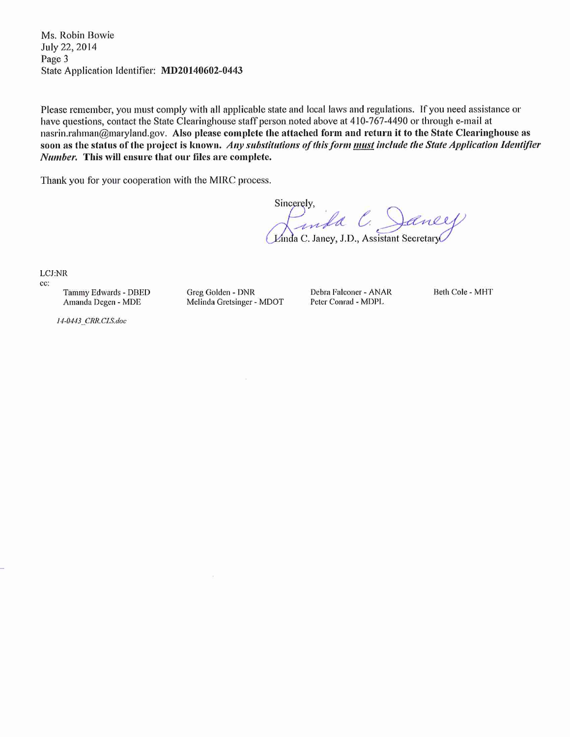Ms. Robin Bowie
July 22, 2014
Page 3
State Application Identifier: **MD20140602-0443**

Please remember, you must comply with all applicable state and local laws and regulations. If you need assistance or have questions, contact the State Clearinghouse staff person noted above at 410-767-4490 or through e-mail at nasrin.rahman@maryland.gov. **Also please complete the attached form and return it to the State Clearinghouse as soon as the status of the project is known. *Any substitutions of this form must include the State Application Identifier Number.* This will ensure that our files are complete.**

Thank you for your cooperation with the MIRC process.

Sincerely,

Linda C. Janey, J.D., Assistant Secretary

LCJ:NR

cc:

Tammy Edwards - DBED
Amanda Degen - MDE
Greg Golden - DNR
Melinda Gretsinger - MDOT
Debra Falconer - ANAR
Peter Conrad - MDPL
Beth Cole - MHT

*14-0443_CRR.CLS.doc*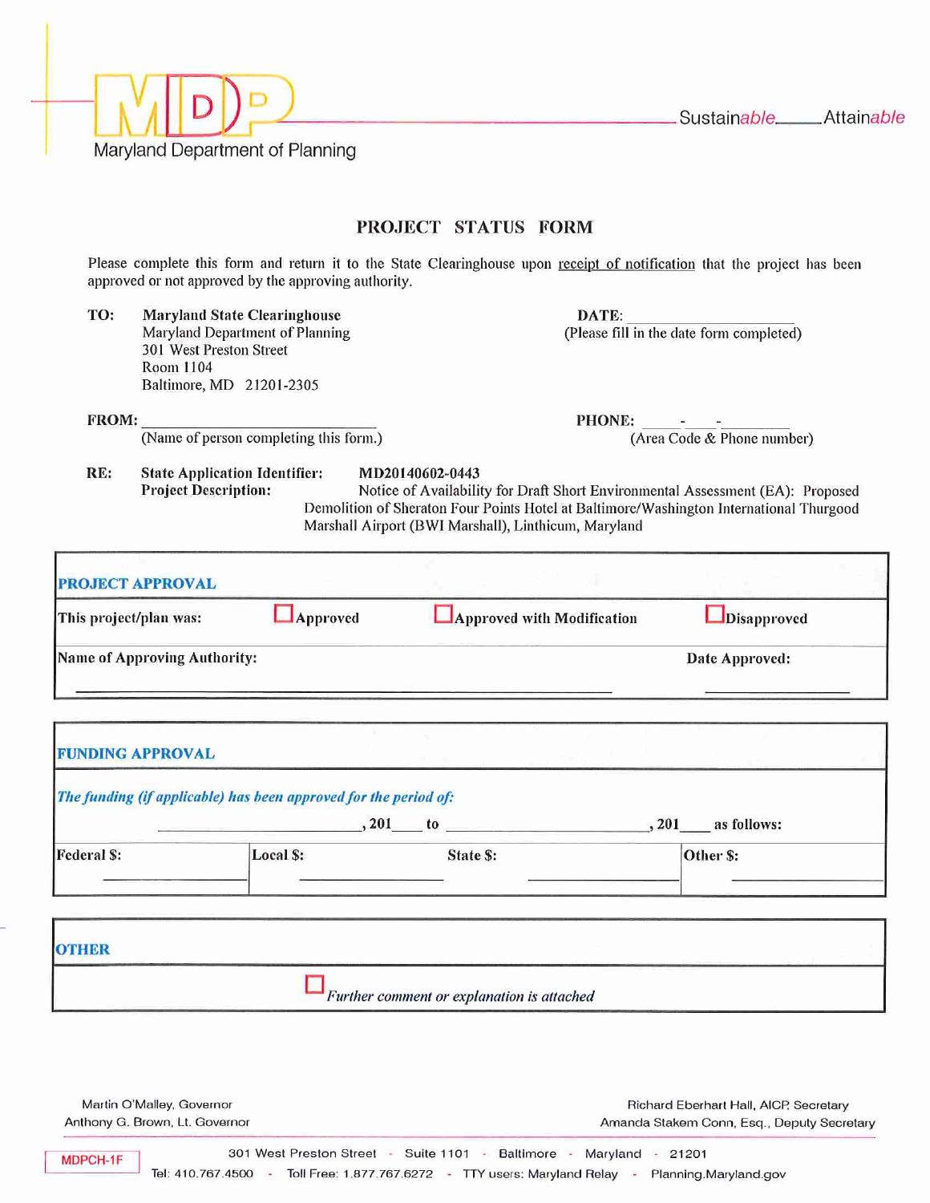Maryland Department of Planning

Sustainable — Attainable

# PROJECT STATUS FORM

Please complete this form and return it to the State Clearinghouse upon receipt of notification that the project has been approved or not approved by the approving authority.

**TO:** **Maryland State Clearinghouse**
Maryland Department of Planning
301 West Preston Street
Room 1104
Baltimore, MD 21201-2305

**DATE:** ____________________
(Please fill in the date form completed)

**FROM:** ______________________________
(Name of person completing this form.)

**PHONE:** ____-____-________
(Area Code & Phone number)

**RE:** **State Application Identifier:** **MD20140602-0443**
**Project Description:** Notice of Availability for Draft Short Environmental Assessment (EA): Proposed Demolition of Sheraton Four Points Hotel at Baltimore/Washington International Thurgood Marshall Airport (BWI Marshall), Linthicum, Maryland

## PROJECT APPROVAL

| **This project/plan was:** | ☐ **Approved** | ☐ **Approved with Modification** | ☐ **Disapproved** |
|---|---|---|---|
| **Name of Approving Authority:** ______________________________ | | | **Date Approved:** __________ |

## FUNDING APPROVAL

***The funding (if applicable) has been approved for the period of:***

______________________, 201____ to ______________________, 201____ **as follows:**

| **Federal $:** | **Local $:** | **State $:** | **Other $:** |
|---|---|---|---|
| __________ | __________ | __________ | __________ |

## OTHER

☐ *Further comment or explanation is attached*

Martin O'Malley, Governor
Anthony G. Brown, Lt. Governor

Richard Eberhart Hall, AICP, Secretary
Amanda Stakem Conn, Esq., Deputy Secretary

MDPCH-1F

301 West Preston Street - Suite 1101 - Baltimore - Maryland - 21201
Tel: 410.767.4500 - Toll Free: 1.877.767.6272 - TTY users: Maryland Relay - Planning.Maryland.gov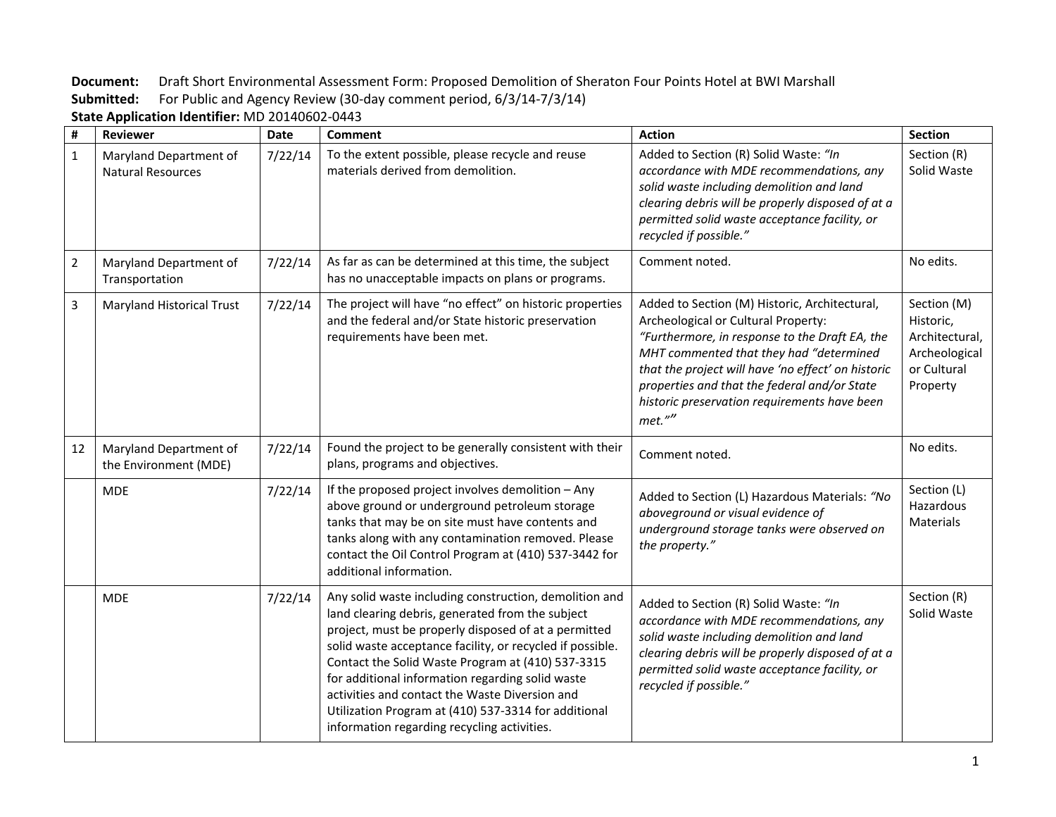**Document:** Draft Short Environmental Assessment Form: Proposed Demolition of Sheraton Four Points Hotel at BWI Marshall
**Submitted:** For Public and Agency Review (30-day comment period, 6/3/14-7/3/14)
**State Application Identifier:** MD 20140602-0443

| # | Reviewer | Date | Comment | Action | Section |
|---|---|---|---|---|---|
| 1 | Maryland Department of Natural Resources | 7/22/14 | To the extent possible, please recycle and reuse materials derived from demolition. | Added to Section (R) Solid Waste: *"In accordance with MDE recommendations, any solid waste including demolition and land clearing debris will be properly disposed of at a permitted solid waste acceptance facility, or recycled if possible."* | Section (R) Solid Waste |
| 2 | Maryland Department of Transportation | 7/22/14 | As far as can be determined at this time, the subject has no unacceptable impacts on plans or programs. | Comment noted. | No edits. |
| 3 | Maryland Historical Trust | 7/22/14 | The project will have "no effect" on historic properties and the federal and/or State historic preservation requirements have been met. | Added to Section (M) Historic, Architectural, Archeological or Cultural Property: *"Furthermore, in response to the Draft EA, the MHT commented that they had "determined that the project will have 'no effect' on historic properties and that the federal and/or State historic preservation requirements have been met.""* | Section (M) Historic, Architectural, Archeological or Cultural Property |
| 12 | Maryland Department of the Environment (MDE) | 7/22/14 | Found the project to be generally consistent with their plans, programs and objectives. | Comment noted. | No edits. |
| | MDE | 7/22/14 | If the proposed project involves demolition – Any above ground or underground petroleum storage tanks that may be on site must have contents and tanks along with any contamination removed. Please contact the Oil Control Program at (410) 537-3442 for additional information. | Added to Section (L) Hazardous Materials: *"No aboveground or visual evidence of underground storage tanks were observed on the property."* | Section (L) Hazardous Materials |
| | MDE | 7/22/14 | Any solid waste including construction, demolition and land clearing debris, generated from the subject project, must be properly disposed of at a permitted solid waste acceptance facility, or recycled if possible. Contact the Solid Waste Program at (410) 537-3315 for additional information regarding solid waste activities and contact the Waste Diversion and Utilization Program at (410) 537-3314 for additional information regarding recycling activities. | Added to Section (R) Solid Waste: *"In accordance with MDE recommendations, any solid waste including demolition and land clearing debris will be properly disposed of at a permitted solid waste acceptance facility, or recycled if possible."* | Section (R) Solid Waste |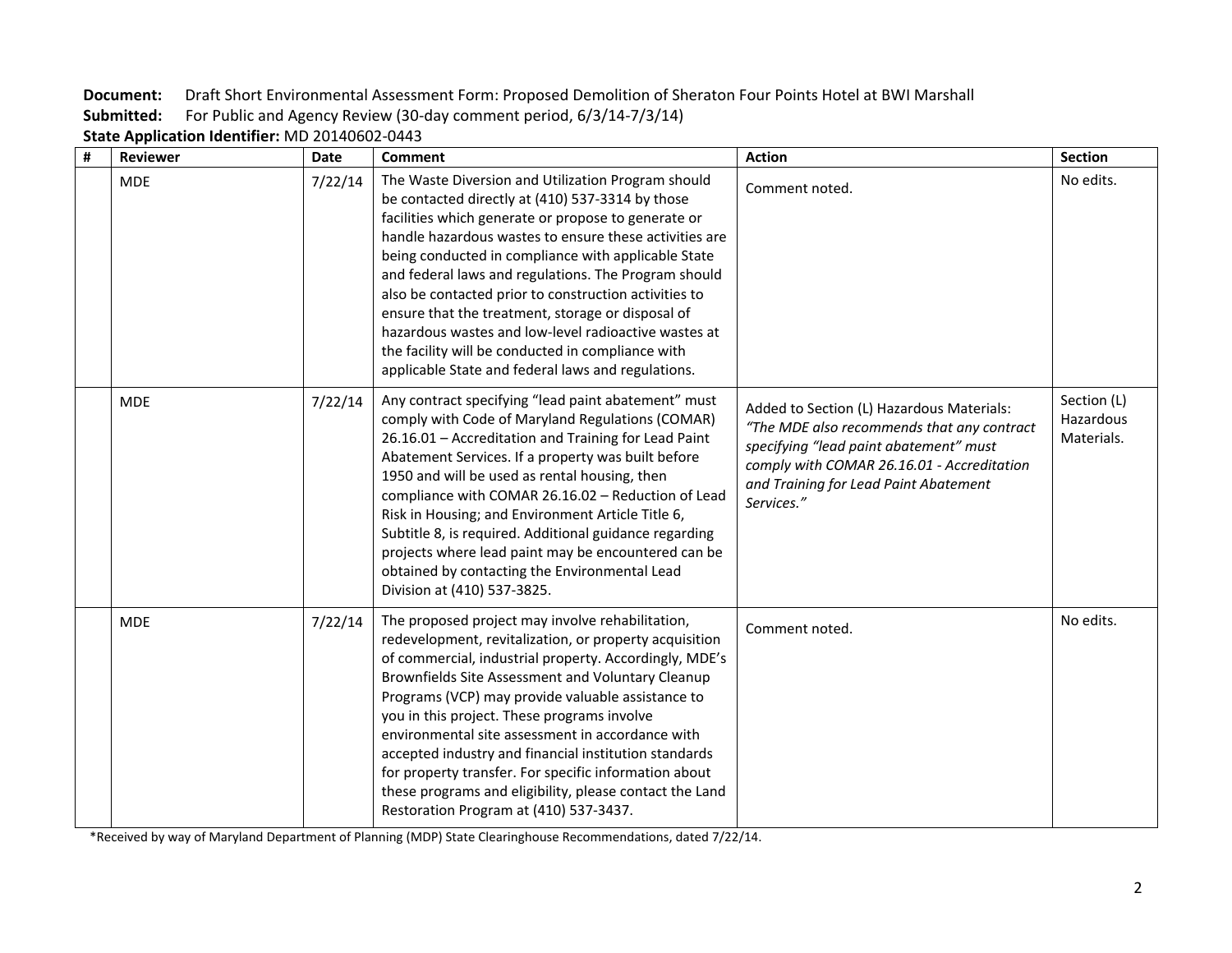**Document:** Draft Short Environmental Assessment Form: Proposed Demolition of Sheraton Four Points Hotel at BWI Marshall

**Submitted:** For Public and Agency Review (30-day comment period, 6/3/14-7/3/14)

**State Application Identifier:** MD 20140602-0443

| # | Reviewer | Date | Comment | Action | Section |
|---|---|---|---|---|---|
| | MDE | 7/22/14 | The Waste Diversion and Utilization Program should be contacted directly at (410) 537-3314 by those facilities which generate or propose to generate or handle hazardous wastes to ensure these activities are being conducted in compliance with applicable State and federal laws and regulations. The Program should also be contacted prior to construction activities to ensure that the treatment, storage or disposal of hazardous wastes and low-level radioactive wastes at the facility will be conducted in compliance with applicable State and federal laws and regulations. | Comment noted. | No edits. |
| | MDE | 7/22/14 | Any contract specifying "lead paint abatement" must comply with Code of Maryland Regulations (COMAR) 26.16.01 – Accreditation and Training for Lead Paint Abatement Services. If a property was built before 1950 and will be used as rental housing, then compliance with COMAR 26.16.02 – Reduction of Lead Risk in Housing; and Environment Article Title 6, Subtitle 8, is required. Additional guidance regarding projects where lead paint may be encountered can be obtained by contacting the Environmental Lead Division at (410) 537-3825. | Added to Section (L) Hazardous Materials: *"The MDE also recommends that any contract specifying "lead paint abatement" must comply with COMAR 26.16.01 - Accreditation and Training for Lead Paint Abatement Services."* | Section (L) Hazardous Materials. |
| | MDE | 7/22/14 | The proposed project may involve rehabilitation, redevelopment, revitalization, or property acquisition of commercial, industrial property. Accordingly, MDE's Brownfields Site Assessment and Voluntary Cleanup Programs (VCP) may provide valuable assistance to you in this project. These programs involve environmental site assessment in accordance with accepted industry and financial institution standards for property transfer. For specific information about these programs and eligibility, please contact the Land Restoration Program at (410) 537-3437. | Comment noted. | No edits. |

*Received by way of Maryland Department of Planning (MDP) State Clearinghouse Recommendations, dated 7/22/14.